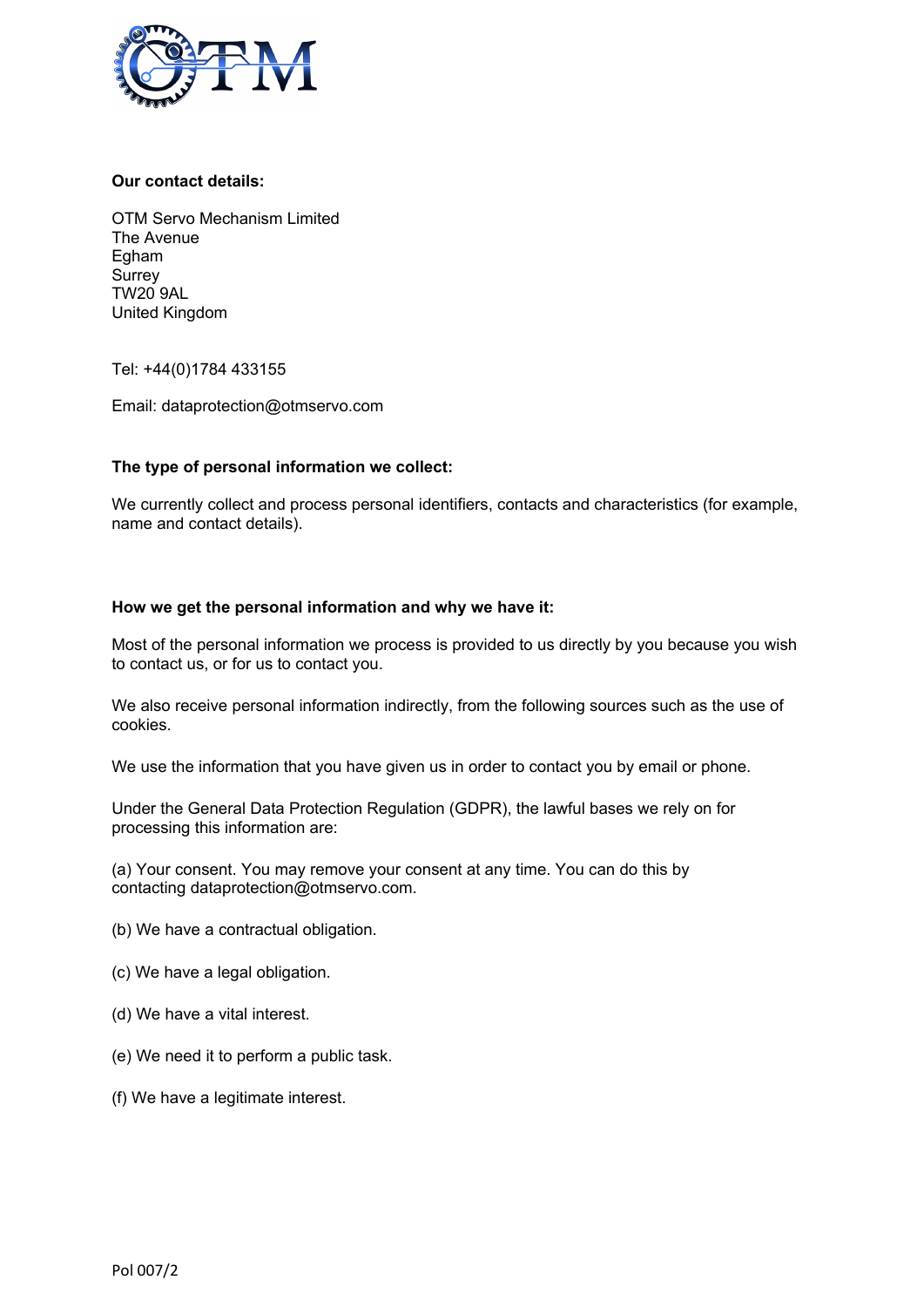**Our contact details:**

OTM Servo Mechanism Limited
The Avenue
Egham
Surrey
TW20 9AL
United Kingdom

Tel: +44(0)1784 433155

Email: dataprotection@otmservo.com

**The type of personal information we collect:**

We currently collect and process personal identifiers, contacts and characteristics (for example, name and contact details).

**How we get the personal information and why we have it:**

Most of the personal information we process is provided to us directly by you because you wish to contact us, or for us to contact you.

We also receive personal information indirectly, from the following sources such as the use of cookies.

We use the information that you have given us in order to contact you by email or phone.

Under the General Data Protection Regulation (GDPR), the lawful bases we rely on for processing this information are:

(a) Your consent. You may remove your consent at any time. You can do this by contacting dataprotection@otmservo.com.

(b) We have a contractual obligation.

(c) We have a legal obligation.

(d) We have a vital interest.

(e) We need it to perform a public task.

(f) We have a legitimate interest.

Pol 007/2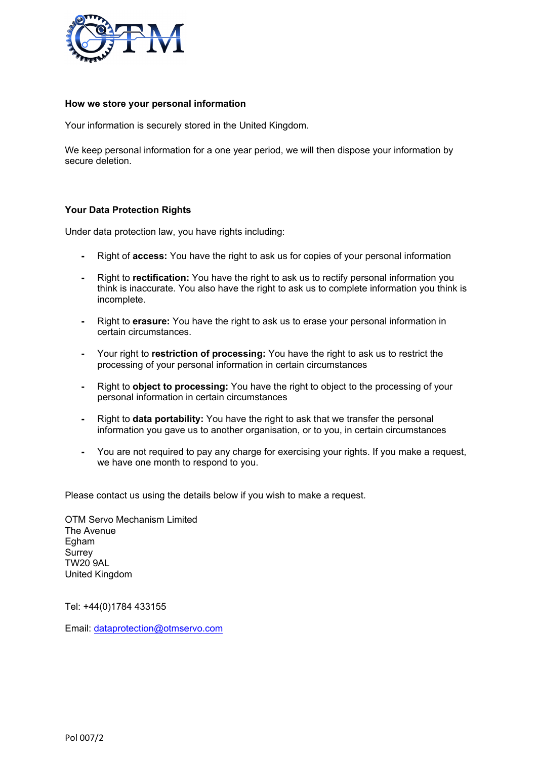**How we store your personal information**

Your information is securely stored in the United Kingdom.

We keep personal information for a one year period, we will then dispose your information by secure deletion.

**Your Data Protection Rights**

Under data protection law, you have rights including:

- Right of **access:** You have the right to ask us for copies of your personal information
- Right to **rectification:** You have the right to ask us to rectify personal information you think is inaccurate. You also have the right to ask us to complete information you think is incomplete.
- Right to **erasure:** You have the right to ask us to erase your personal information in certain circumstances.
- Your right to **restriction of processing:** You have the right to ask us to restrict the processing of your personal information in certain circumstances
- Right to **object to processing:** You have the right to object to the processing of your personal information in certain circumstances
- Right to **data portability:** You have the right to ask that we transfer the personal information you gave us to another organisation, or to you, in certain circumstances
- You are not required to pay any charge for exercising your rights. If you make a request, we have one month to respond to you.

Please contact us using the details below if you wish to make a request.

OTM Servo Mechanism Limited
The Avenue
Egham
Surrey
TW20 9AL
United Kingdom

Tel: +44(0)1784 433155

Email: dataprotection@otmservo.com

Pol 007/2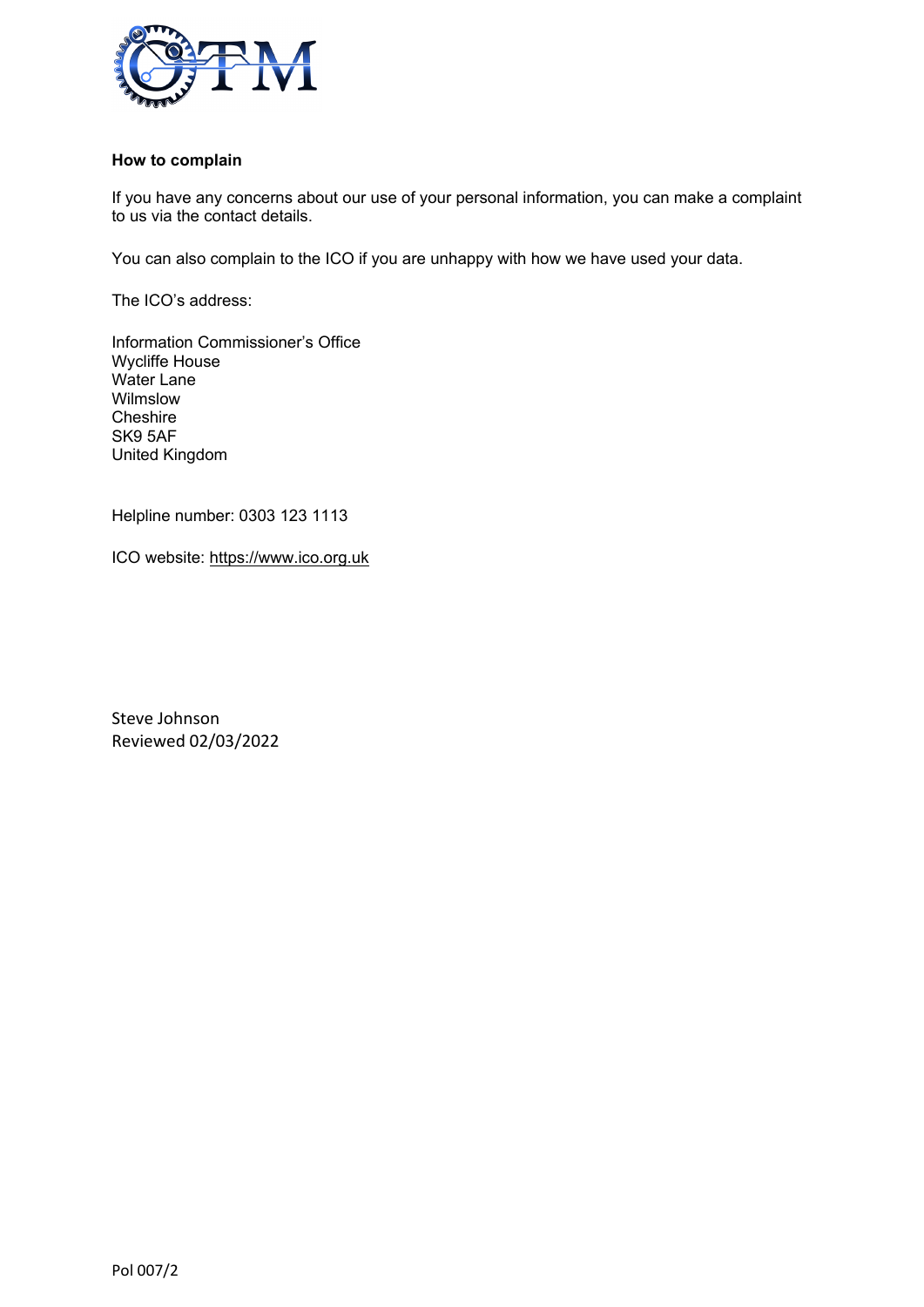**How to complain**

If you have any concerns about our use of your personal information, you can make a complaint to us via the contact details.

You can also complain to the ICO if you are unhappy with how we have used your data.

The ICO's address:

Information Commissioner's Office
Wycliffe House
Water Lane
Wilmslow
Cheshire
SK9 5AF
United Kingdom

Helpline number: 0303 123 1113

ICO website: https://www.ico.org.uk

Steve Johnson
Reviewed 02/03/2022

Pol 007/2